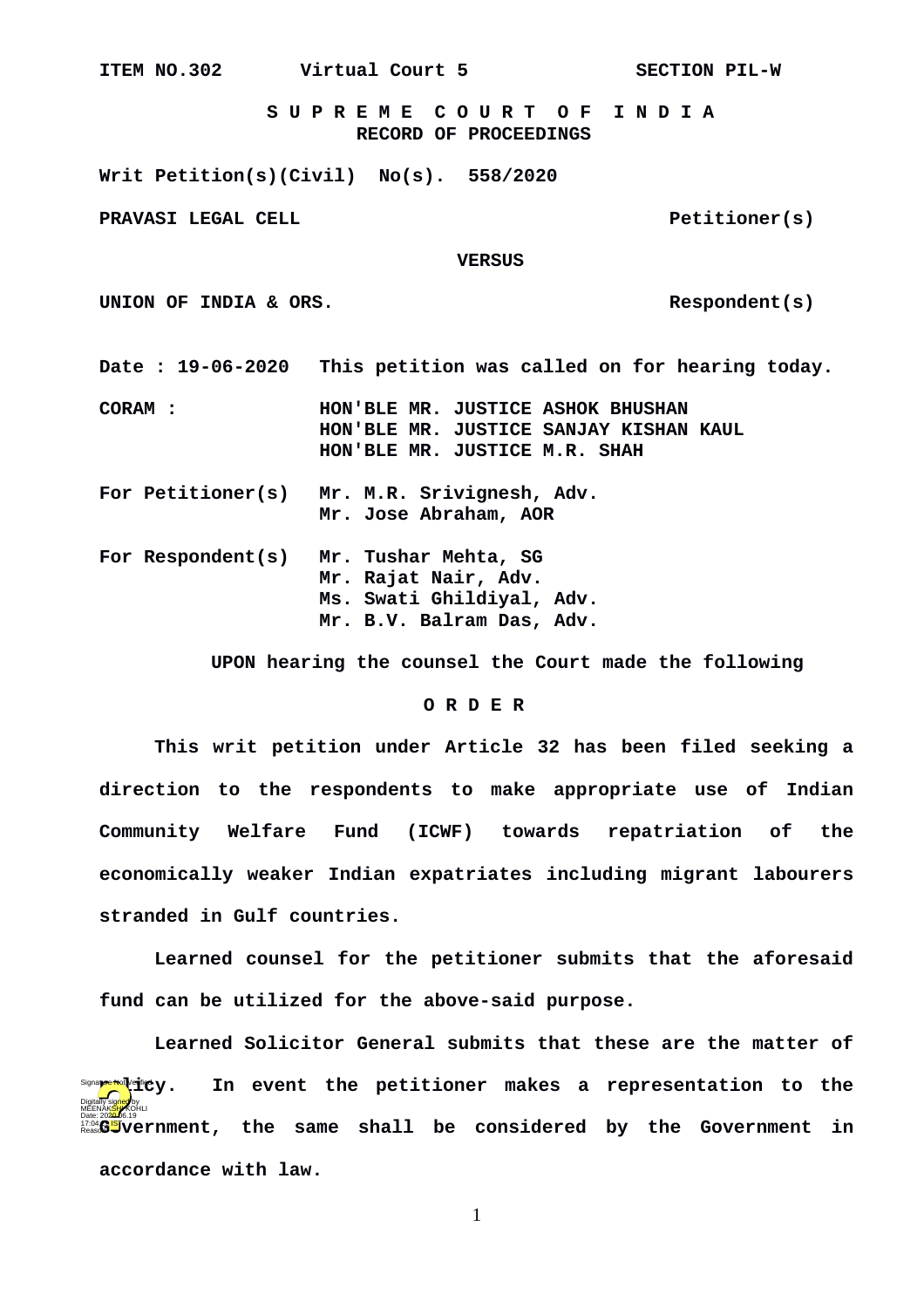ITEM NO.302 Virtual Court 5 SECTION PIL-W

**S U P R E M E C O U R T O F I N D I A**
**RECORD OF PROCEEDINGS**

**Writ Petition(s)(Civil) No(s). 558/2020**

**PRAVASI LEGAL CELL** Petitioner(s)

**VERSUS**

**UNION OF INDIA & ORS.** Respondent(s)

**Date : 19-06-2020** This petition was called on for hearing today.

**CORAM :** HON'BLE MR. JUSTICE ASHOK BHUSHAN
HON'BLE MR. JUSTICE SANJAY KISHAN KAUL
HON'BLE MR. JUSTICE M.R. SHAH

**For Petitioner(s)** Mr. M.R. Srivignesh, Adv.
Mr. Jose Abraham, AOR

**For Respondent(s)** Mr. Tushar Mehta, SG
Mr. Rajat Nair, Adv.
Ms. Swati Ghildiyal, Adv.
Mr. B.V. Balram Das, Adv.

UPON hearing the counsel the Court made the following

**O R D E R**

This writ petition under Article 32 has been filed seeking a direction to the respondents to make appropriate use of Indian Community Welfare Fund (ICWF) towards repatriation of the economically weaker Indian expatriates including migrant labourers stranded in Gulf countries.

Learned counsel for the petitioner submits that the aforesaid fund can be utilized for the above-said purpose.

Learned Solicitor General submits that these are the matter of policy. In event the petitioner makes a representation to the Government, the same shall be considered by the Government in accordance with law.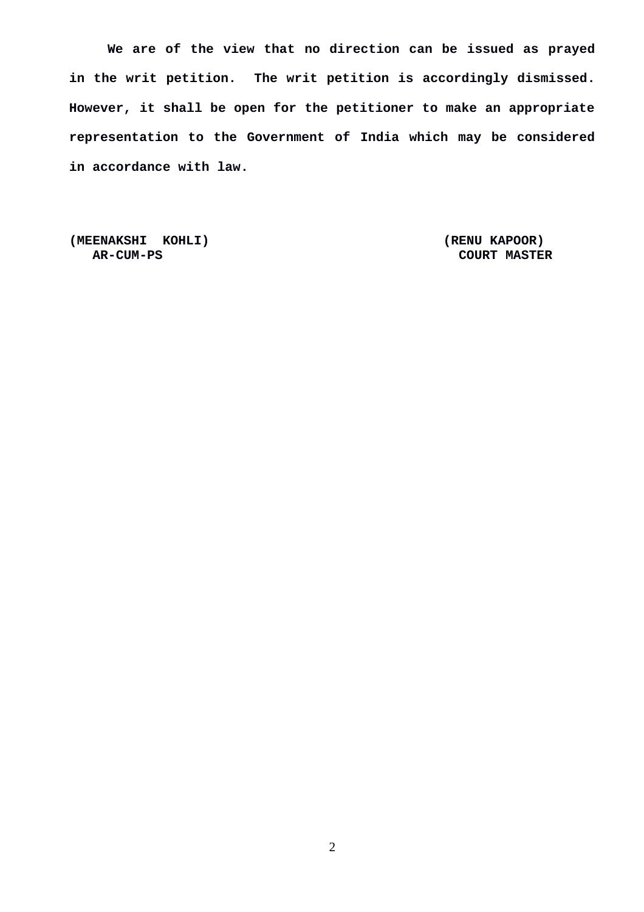**We are of the view that no direction can be issued as prayed in the writ petition. The writ petition is accordingly dismissed. However, it shall be open for the petitioner to make an appropriate representation to the Government of India which may be considered in accordance with law.**

| | |
|---|---|
| **(MEENAKSHI KOHLI)** | **(RENU KAPOOR)** |
| **AR-CUM-PS** | **COURT MASTER** |